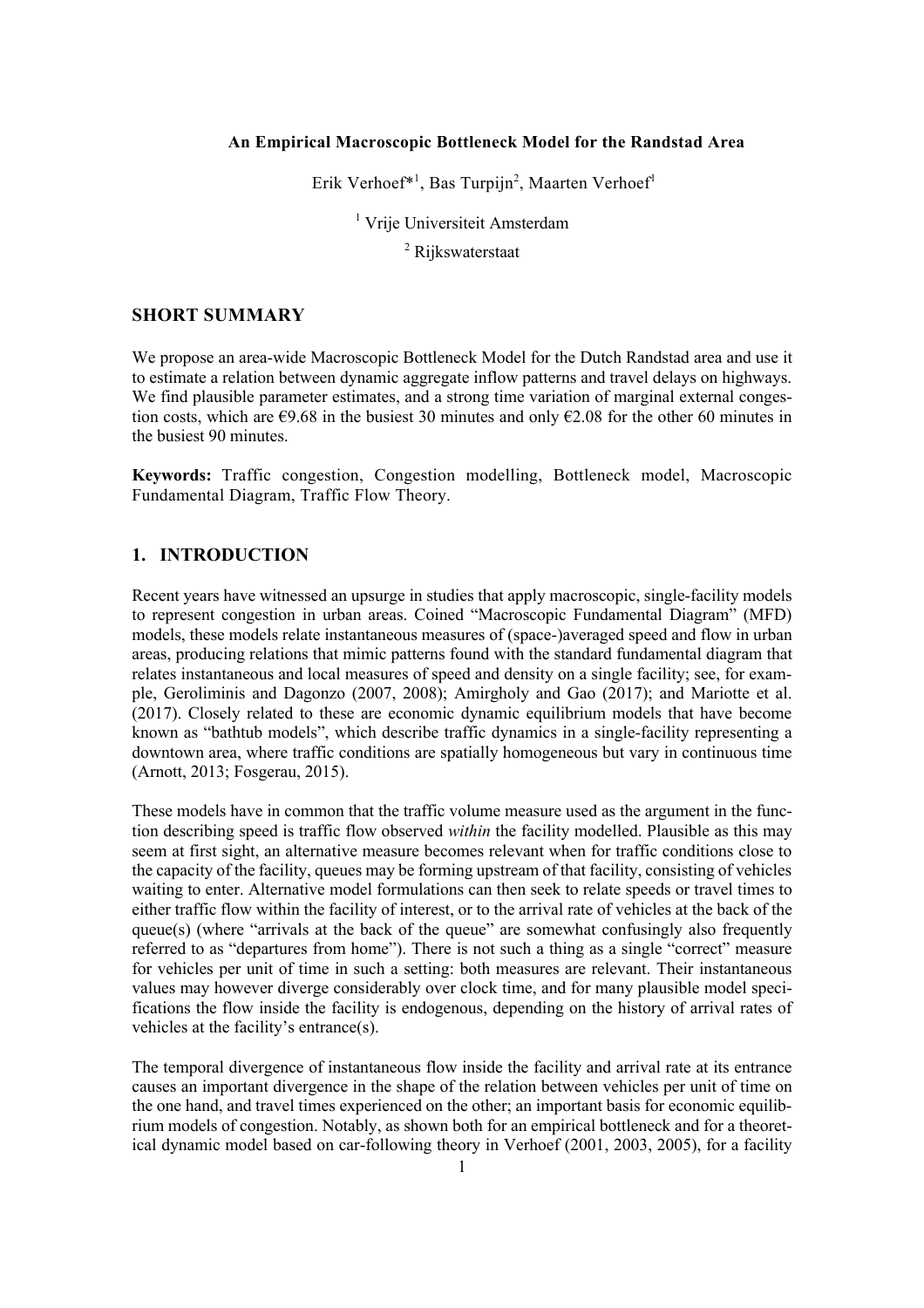**An Empirical Macroscopic Bottleneck Model for the Randstad Area**

Erik Verhoef*[1], Bas Turpijn[2], Maarten Verhoef[1]

[1] Vrije Universiteit Amsterdam

[2] Rijkswaterstaat

## SHORT SUMMARY

We propose an area-wide Macroscopic Bottleneck Model for the Dutch Randstad area and use it to estimate a relation between dynamic aggregate inflow patterns and travel delays on highways. We find plausible parameter estimates, and a strong time variation of marginal external congestion costs, which are €9.68 in the busiest 30 minutes and only €2.08 for the other 60 minutes in the busiest 90 minutes.

**Keywords:** Traffic congestion, Congestion modelling, Bottleneck model, Macroscopic Fundamental Diagram, Traffic Flow Theory.

## 1. INTRODUCTION

Recent years have witnessed an upsurge in studies that apply macroscopic, single-facility models to represent congestion in urban areas. Coined "Macroscopic Fundamental Diagram" (MFD) models, these models relate instantaneous measures of (space-)averaged speed and flow in urban areas, producing relations that mimic patterns found with the standard fundamental diagram that relates instantaneous and local measures of speed and density on a single facility; see, for example, Geroliminis and Dagonzo (2007, 2008); Amirgholy and Gao (2017); and Mariotte et al. (2017). Closely related to these are economic dynamic equilibrium models that have become known as "bathtub models", which describe traffic dynamics in a single-facility representing a downtown area, where traffic conditions are spatially homogeneous but vary in continuous time (Arnott, 2013; Fosgerau, 2015).

These models have in common that the traffic volume measure used as the argument in the function describing speed is traffic flow observed *within* the facility modelled. Plausible as this may seem at first sight, an alternative measure becomes relevant when for traffic conditions close to the capacity of the facility, queues may be forming upstream of that facility, consisting of vehicles waiting to enter. Alternative model formulations can then seek to relate speeds or travel times to either traffic flow within the facility of interest, or to the arrival rate of vehicles at the back of the queue(s) (where "arrivals at the back of the queue" are somewhat confusingly also frequently referred to as "departures from home"). There is not such a thing as a single "correct" measure for vehicles per unit of time in such a setting: both measures are relevant. Their instantaneous values may however diverge considerably over clock time, and for many plausible model specifications the flow inside the facility is endogenous, depending on the history of arrival rates of vehicles at the facility's entrance(s).

The temporal divergence of instantaneous flow inside the facility and arrival rate at its entrance causes an important divergence in the shape of the relation between vehicles per unit of time on the one hand, and travel times experienced on the other; an important basis for economic equilibrium models of congestion. Notably, as shown both for an empirical bottleneck and for a theoretical dynamic model based on car-following theory in Verhoef (2001, 2003, 2005), for a facility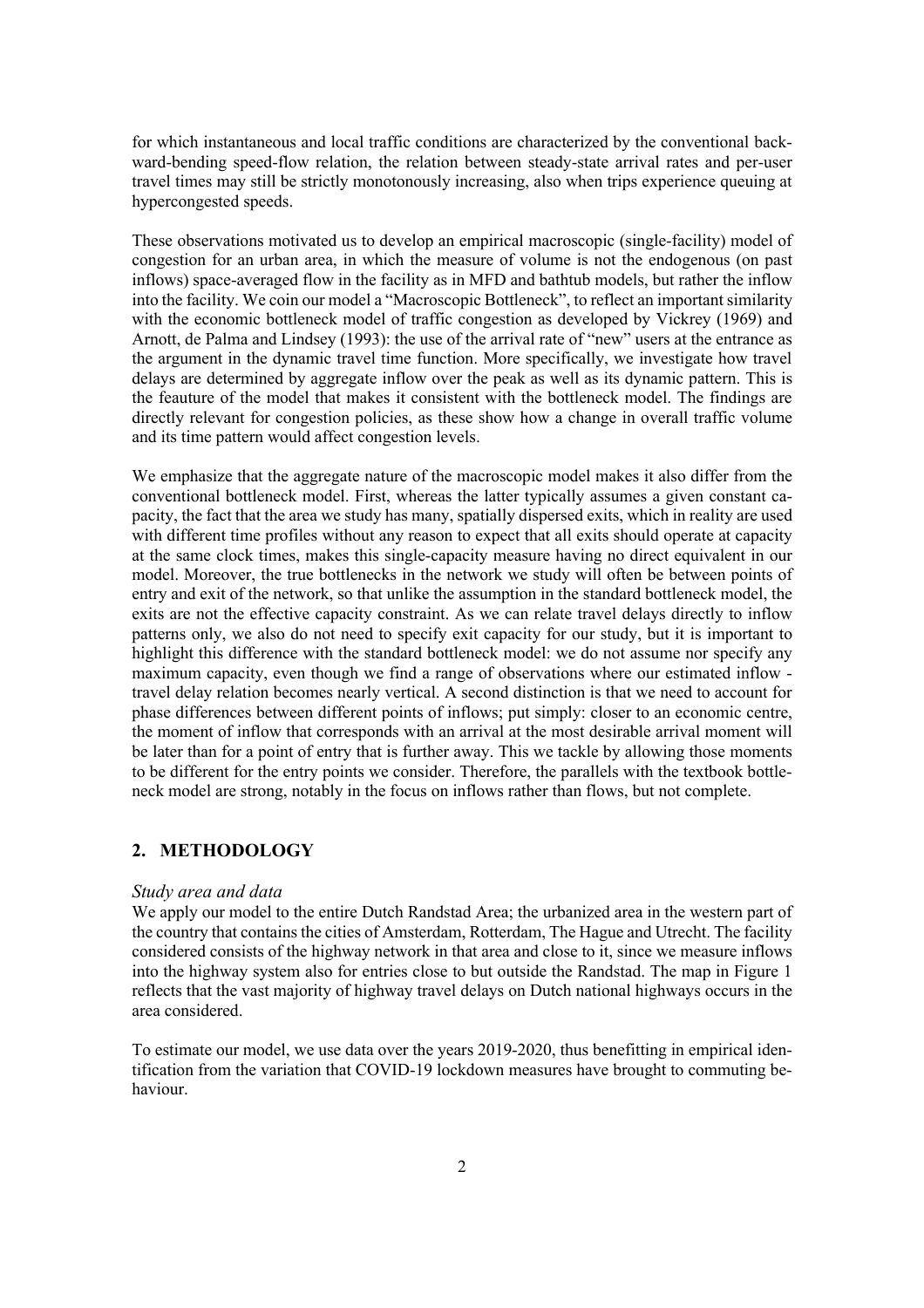for which instantaneous and local traffic conditions are characterized by the conventional backward-bending speed-flow relation, the relation between steady-state arrival rates and per-user travel times may still be strictly monotonously increasing, also when trips experience queuing at hypercongested speeds.

These observations motivated us to develop an empirical macroscopic (single-facility) model of congestion for an urban area, in which the measure of volume is not the endogenous (on past inflows) space-averaged flow in the facility as in MFD and bathtub models, but rather the inflow into the facility. We coin our model a "Macroscopic Bottleneck", to reflect an important similarity with the economic bottleneck model of traffic congestion as developed by Vickrey (1969) and Arnott, de Palma and Lindsey (1993): the use of the arrival rate of "new" users at the entrance as the argument in the dynamic travel time function. More specifically, we investigate how travel delays are determined by aggregate inflow over the peak as well as its dynamic pattern. This is the feauture of the model that makes it consistent with the bottleneck model. The findings are directly relevant for congestion policies, as these show how a change in overall traffic volume and its time pattern would affect congestion levels.

We emphasize that the aggregate nature of the macroscopic model makes it also differ from the conventional bottleneck model. First, whereas the latter typically assumes a given constant capacity, the fact that the area we study has many, spatially dispersed exits, which in reality are used with different time profiles without any reason to expect that all exits should operate at capacity at the same clock times, makes this single-capacity measure having no direct equivalent in our model. Moreover, the true bottlenecks in the network we study will often be between points of entry and exit of the network, so that unlike the assumption in the standard bottleneck model, the exits are not the effective capacity constraint. As we can relate travel delays directly to inflow patterns only, we also do not need to specify exit capacity for our study, but it is important to highlight this difference with the standard bottleneck model: we do not assume nor specify any maximum capacity, even though we find a range of observations where our estimated inflow - travel delay relation becomes nearly vertical. A second distinction is that we need to account for phase differences between different points of inflows; put simply: closer to an economic centre, the moment of inflow that corresponds with an arrival at the most desirable arrival moment will be later than for a point of entry that is further away. This we tackle by allowing those moments to be different for the entry points we consider. Therefore, the parallels with the textbook bottleneck model are strong, notably in the focus on inflows rather than flows, but not complete.

## 2. METHODOLOGY

### *Study area and data*

We apply our model to the entire Dutch Randstad Area; the urbanized area in the western part of the country that contains the cities of Amsterdam, Rotterdam, The Hague and Utrecht. The facility considered consists of the highway network in that area and close to it, since we measure inflows into the highway system also for entries close to but outside the Randstad. The map in Figure 1 reflects that the vast majority of highway travel delays on Dutch national highways occurs in the area considered.

To estimate our model, we use data over the years 2019-2020, thus benefitting in empirical identification from the variation that COVID-19 lockdown measures have brought to commuting behaviour.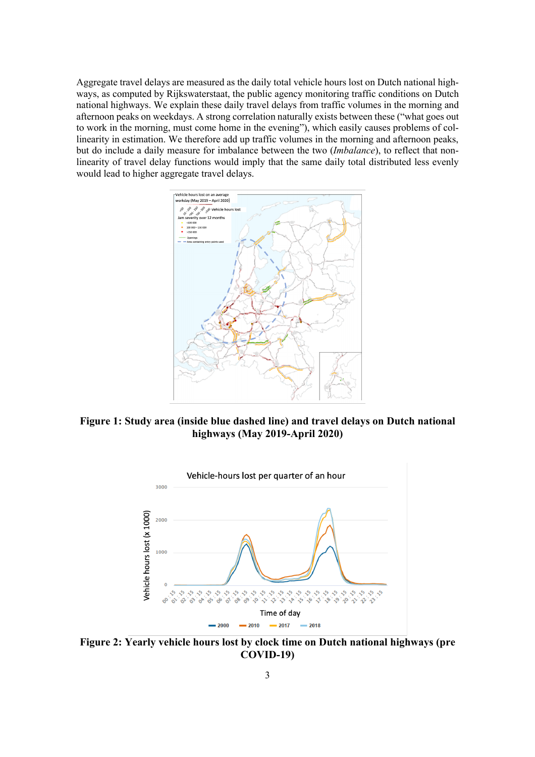Aggregate travel delays are measured as the daily total vehicle hours lost on Dutch national highways, as computed by Rijkswaterstaat, the public agency monitoring traffic conditions on Dutch national highways. We explain these daily travel delays from traffic volumes in the morning and afternoon peaks on weekdays. A strong correlation naturally exists between these ("what goes out to work in the morning, must come home in the evening"), which easily causes problems of collinearity in estimation. We therefore add up traffic volumes in the morning and afternoon peaks, but do include a daily measure for imbalance between the two (*Imbalance*), to reflect that non-linearity of travel delay functions would imply that the same daily total distributed less evenly would lead to higher aggregate travel delays.

**Figure 1: Study area (inside blue dashed line) and travel delays on Dutch national highways (May 2019-April 2020)**

**Figure 2: Yearly vehicle hours lost by clock time on Dutch national highways (pre COVID-19)**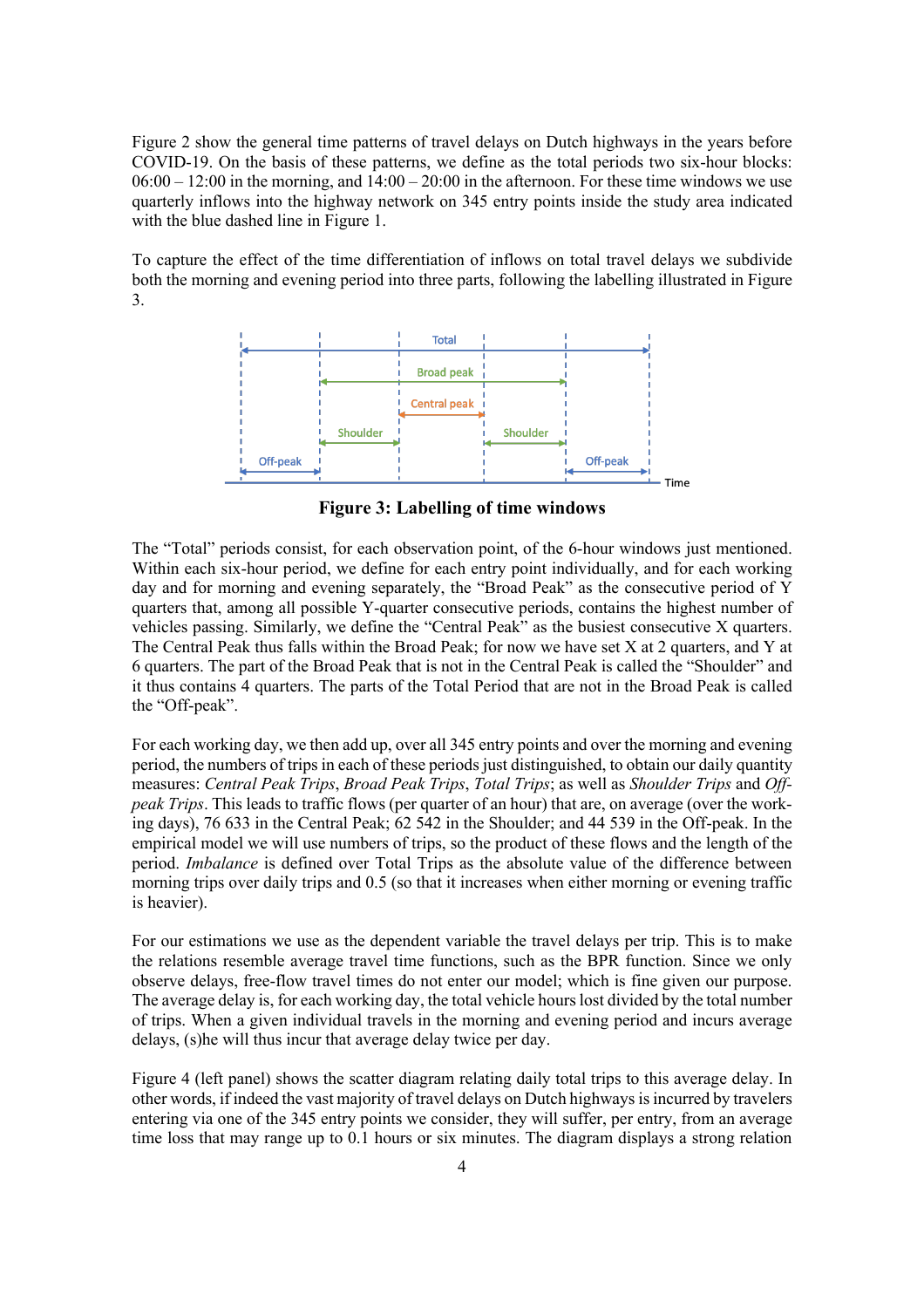Figure 2 show the general time patterns of travel delays on Dutch highways in the years before COVID-19. On the basis of these patterns, we define as the total periods two six-hour blocks: 06:00 – 12:00 in the morning, and 14:00 – 20:00 in the afternoon. For these time windows we use quarterly inflows into the highway network on 345 entry points inside the study area indicated with the blue dashed line in Figure 1.

To capture the effect of the time differentiation of inflows on total travel delays we subdivide both the morning and evening period into three parts, following the labelling illustrated in Figure 3.

**Figure 3: Labelling of time windows**

The “Total” periods consist, for each observation point, of the 6-hour windows just mentioned. Within each six-hour period, we define for each entry point individually, and for each working day and for morning and evening separately, the “Broad Peak” as the consecutive period of Y quarters that, among all possible Y-quarter consecutive periods, contains the highest number of vehicles passing. Similarly, we define the “Central Peak” as the busiest consecutive X quarters. The Central Peak thus falls within the Broad Peak; for now we have set X at 2 quarters, and Y at 6 quarters. The part of the Broad Peak that is not in the Central Peak is called the “Shoulder” and it thus contains 4 quarters. The parts of the Total Period that are not in the Broad Peak is called the “Off-peak”.

For each working day, we then add up, over all 345 entry points and over the morning and evening period, the numbers of trips in each of these periods just distinguished, to obtain our daily quantity measures: *Central Peak Trips*, *Broad Peak Trips*, *Total Trips*; as well as *Shoulder Trips* and *Off-peak Trips*. This leads to traffic flows (per quarter of an hour) that are, on average (over the working days), 76 633 in the Central Peak; 62 542 in the Shoulder; and 44 539 in the Off-peak. In the empirical model we will use numbers of trips, so the product of these flows and the length of the period. *Imbalance* is defined over Total Trips as the absolute value of the difference between morning trips over daily trips and 0.5 (so that it increases when either morning or evening traffic is heavier).

For our estimations we use as the dependent variable the travel delays per trip. This is to make the relations resemble average travel time functions, such as the BPR function. Since we only observe delays, free-flow travel times do not enter our model; which is fine given our purpose. The average delay is, for each working day, the total vehicle hours lost divided by the total number of trips. When a given individual travels in the morning and evening period and incurs average delays, (s)he will thus incur that average delay twice per day.

Figure 4 (left panel) shows the scatter diagram relating daily total trips to this average delay. In other words, if indeed the vast majority of travel delays on Dutch highways is incurred by travelers entering via one of the 345 entry points we consider, they will suffer, per entry, from an average time loss that may range up to 0.1 hours or six minutes. The diagram displays a strong relation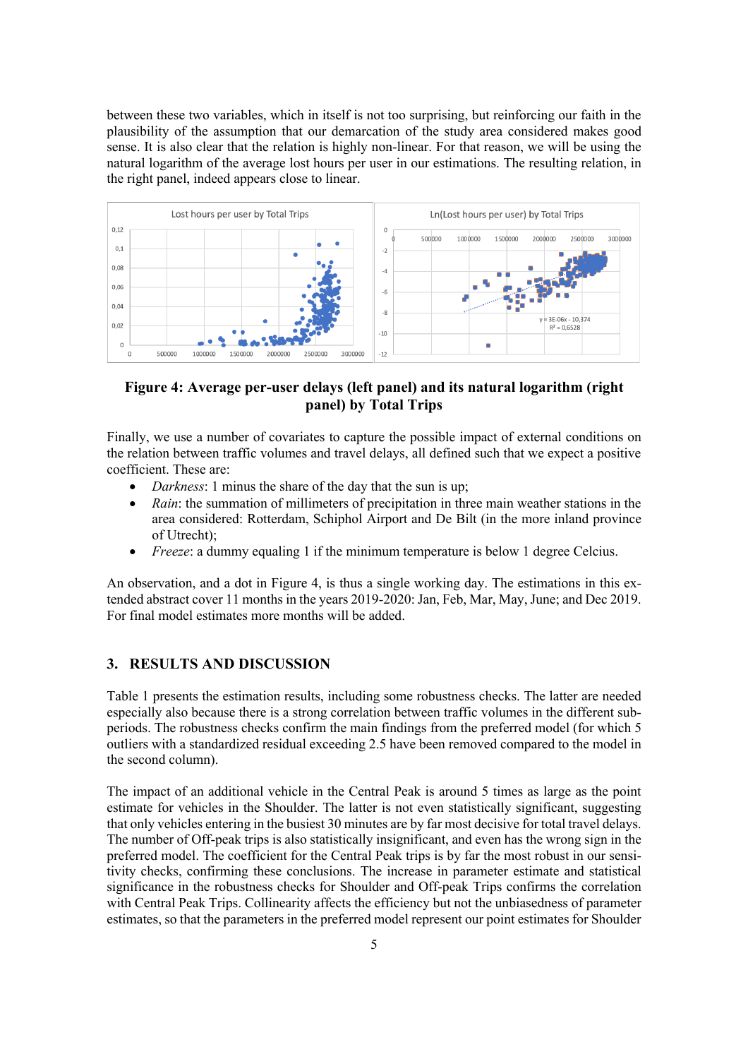between these two variables, which in itself is not too surprising, but reinforcing our faith in the plausibility of the assumption that our demarcation of the study area considered makes good sense. It is also clear that the relation is highly non-linear. For that reason, we will be using the natural logarithm of the average lost hours per user in our estimations. The resulting relation, in the right panel, indeed appears close to linear.

**Figure 4: Average per-user delays (left panel) and its natural logarithm (right panel) by Total Trips**

Finally, we use a number of covariates to capture the possible impact of external conditions on the relation between traffic volumes and travel delays, all defined such that we expect a positive coefficient. These are:

- *Darkness*: 1 minus the share of the day that the sun is up;
- *Rain*: the summation of millimeters of precipitation in three main weather stations in the area considered: Rotterdam, Schiphol Airport and De Bilt (in the more inland province of Utrecht);
- *Freeze*: a dummy equaling 1 if the minimum temperature is below 1 degree Celcius.

An observation, and a dot in Figure 4, is thus a single working day. The estimations in this extended abstract cover 11 months in the years 2019-2020: Jan, Feb, Mar, May, June; and Dec 2019. For final model estimates more months will be added.

## 3. RESULTS AND DISCUSSION

Table 1 presents the estimation results, including some robustness checks. The latter are needed especially also because there is a strong correlation between traffic volumes in the different sub-periods. The robustness checks confirm the main findings from the preferred model (for which 5 outliers with a standardized residual exceeding 2.5 have been removed compared to the model in the second column).

The impact of an additional vehicle in the Central Peak is around 5 times as large as the point estimate for vehicles in the Shoulder. The latter is not even statistically significant, suggesting that only vehicles entering in the busiest 30 minutes are by far most decisive for total travel delays. The number of Off-peak trips is also statistically insignificant, and even has the wrong sign in the preferred model. The coefficient for the Central Peak trips is by far the most robust in our sensitivity checks, confirming these conclusions. The increase in parameter estimate and statistical significance in the robustness checks for Shoulder and Off-peak Trips confirms the correlation with Central Peak Trips. Collinearity affects the efficiency but not the unbiasedness of parameter estimates, so that the parameters in the preferred model represent our point estimates for Shoulder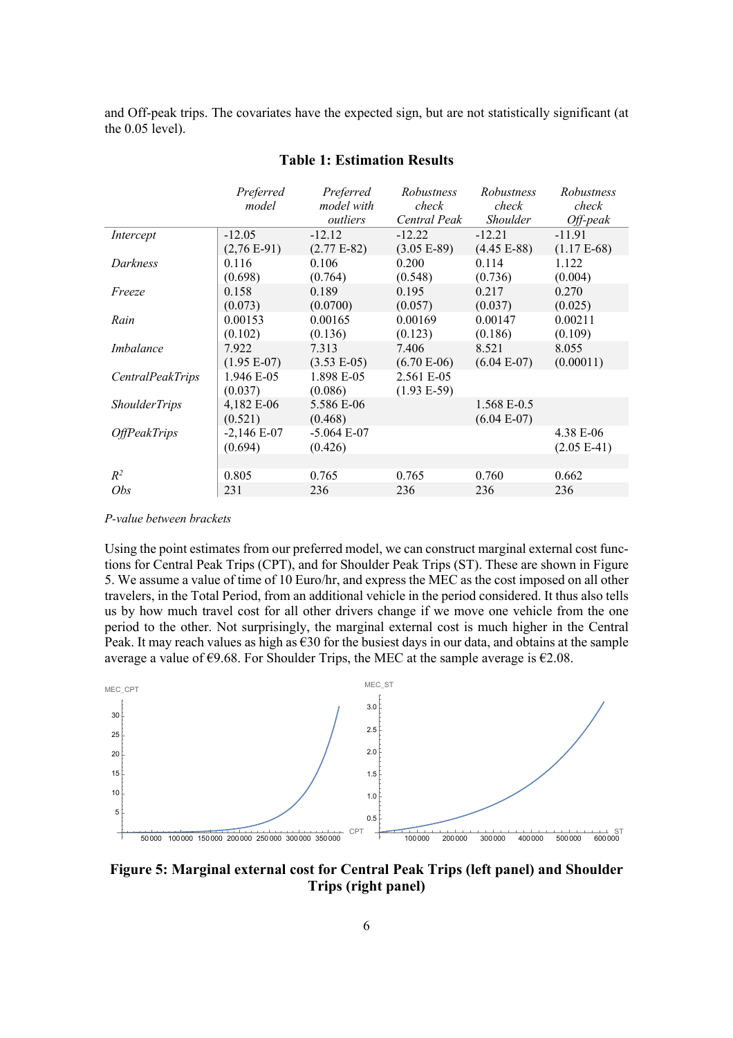and Off-peak trips. The covariates have the expected sign, but are not statistically significant (at the 0.05 level).

**Table 1: Estimation Results**

| | *Preferred model* | *Preferred model with outliers* | *Robustness check Central Peak* | *Robustness check Shoulder* | *Robustness check Off-peak* |
|---|---|---|---|---|---|
| *Intercept* | -12.05 | -12.12 | -12.22 | -12.21 | -11.91 |
| | (2,76 E-91) | (2.77 E-82) | (3.05 E-89) | (4.45 E-88) | (1.17 E-68) |
| *Darkness* | 0.116 | 0.106 | 0.200 | 0.114 | 1.122 |
| | (0.698) | (0.764) | (0.548) | (0.736) | (0.004) |
| *Freeze* | 0.158 | 0.189 | 0.195 | 0.217 | 0.270 |
| | (0.073) | (0.0700) | (0.057) | (0.037) | (0.025) |
| *Rain* | 0.00153 | 0.00165 | 0.00169 | 0.00147 | 0.00211 |
| | (0.102) | (0.136) | (0.123) | (0.186) | (0.109) |
| *Imbalance* | 7.922 | 7.313 | 7.406 | 8.521 | 8.055 |
| | (1.95 E-07) | (3.53 E-05) | (6.70 E-06) | (6.04 E-07) | (0.00011) |
| *CentralPeakTrips* | 1.946 E-05 | 1.898 E-05 | 2.561 E-05 | | |
| | (0.037) | (0.086) | (1.93 E-59) | | |
| *ShoulderTrips* | 4,182 E-06 | 5.586 E-06 | | 1.568 E-0.5 | |
| | (0.521) | (0.468) | | (6.04 E-07) | |
| *OffPeakTrips* | -2,146 E-07 | -5.064 E-07 | | | 4.38 E-06 |
| | (0.694) | (0.426) | | | (2.05 E-41) |
| | | | | | |
| $R^2$ | 0.805 | 0.765 | 0.765 | 0.760 | 0.662 |
| *Obs* | 231 | 236 | 236 | 236 | 236 |

*P-value between brackets*

Using the point estimates from our preferred model, we can construct marginal external cost functions for Central Peak Trips (CPT), and for Shoulder Peak Trips (ST). These are shown in Figure 5. We assume a value of time of 10 Euro/hr, and express the MEC as the cost imposed on all other travelers, in the Total Period, from an additional vehicle in the period considered. It thus also tells us by how much travel cost for all other drivers change if we move one vehicle from the one period to the other. Not surprisingly, the marginal external cost is much higher in the Central Peak. It may reach values as high as €30 for the busiest days in our data, and obtains at the sample average a value of €9.68. For Shoulder Trips, the MEC at the sample average is €2.08.

**Figure 5: Marginal external cost for Central Peak Trips (left panel) and Shoulder Trips (right panel)**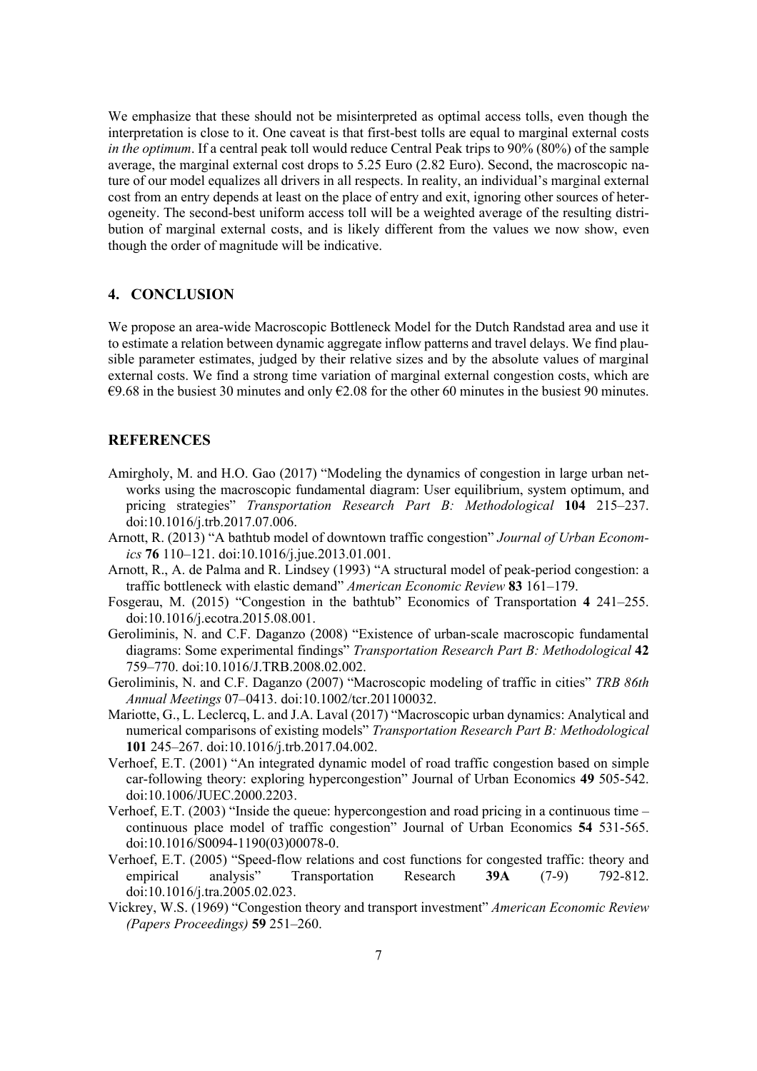We emphasize that these should not be misinterpreted as optimal access tolls, even though the interpretation is close to it. One caveat is that first-best tolls are equal to marginal external costs *in the optimum*. If a central peak toll would reduce Central Peak trips to 90% (80%) of the sample average, the marginal external cost drops to 5.25 Euro (2.82 Euro). Second, the macroscopic nature of our model equalizes all drivers in all respects. In reality, an individual's marginal external cost from an entry depends at least on the place of entry and exit, ignoring other sources of heterogeneity. The second-best uniform access toll will be a weighted average of the resulting distribution of marginal external costs, and is likely different from the values we now show, even though the order of magnitude will be indicative.

## 4. CONCLUSION

We propose an area-wide Macroscopic Bottleneck Model for the Dutch Randstad area and use it to estimate a relation between dynamic aggregate inflow patterns and travel delays. We find plausible parameter estimates, judged by their relative sizes and by the absolute values of marginal external costs. We find a strong time variation of marginal external congestion costs, which are €9.68 in the busiest 30 minutes and only €2.08 for the other 60 minutes in the busiest 90 minutes.

## REFERENCES

Amirgholy, M. and H.O. Gao (2017) "Modeling the dynamics of congestion in large urban networks using the macroscopic fundamental diagram: User equilibrium, system optimum, and pricing strategies" *Transportation Research Part B: Methodological* **104** 215–237. doi:10.1016/j.trb.2017.07.006.

Arnott, R. (2013) "A bathtub model of downtown traffic congestion" *Journal of Urban Economics* **76** 110–121. doi:10.1016/j.jue.2013.01.001.

Arnott, R., A. de Palma and R. Lindsey (1993) "A structural model of peak-period congestion: a traffic bottleneck with elastic demand" *American Economic Review* **83** 161–179.

Fosgerau, M. (2015) "Congestion in the bathtub" Economics of Transportation **4** 241–255. doi:10.1016/j.ecotra.2015.08.001.

Geroliminis, N. and C.F. Daganzo (2008) "Existence of urban-scale macroscopic fundamental diagrams: Some experimental findings" *Transportation Research Part B: Methodological* **42** 759–770. doi:10.1016/J.TRB.2008.02.002.

Geroliminis, N. and C.F. Daganzo (2007) "Macroscopic modeling of traffic in cities" *TRB 86th Annual Meetings* 07–0413. doi:10.1002/tcr.201100032.

Mariotte, G., L. Leclercq, L. and J.A. Laval (2017) "Macroscopic urban dynamics: Analytical and numerical comparisons of existing models" *Transportation Research Part B: Methodological* **101** 245–267. doi:10.1016/j.trb.2017.04.002.

Verhoef, E.T. (2001) "An integrated dynamic model of road traffic congestion based on simple car-following theory: exploring hypercongestion" Journal of Urban Economics **49** 505-542. doi:10.1006/JUEC.2000.2203.

Verhoef, E.T. (2003) "Inside the queue: hypercongestion and road pricing in a continuous time – continuous place model of traffic congestion" Journal of Urban Economics **54** 531-565. doi:10.1016/S0094-1190(03)00078-0.

Verhoef, E.T. (2005) "Speed-flow relations and cost functions for congested traffic: theory and empirical analysis" Transportation Research **39A** (7-9) 792-812. doi:10.1016/j.tra.2005.02.023.

Vickrey, W.S. (1969) "Congestion theory and transport investment" *American Economic Review (Papers Proceedings)* **59** 251–260.